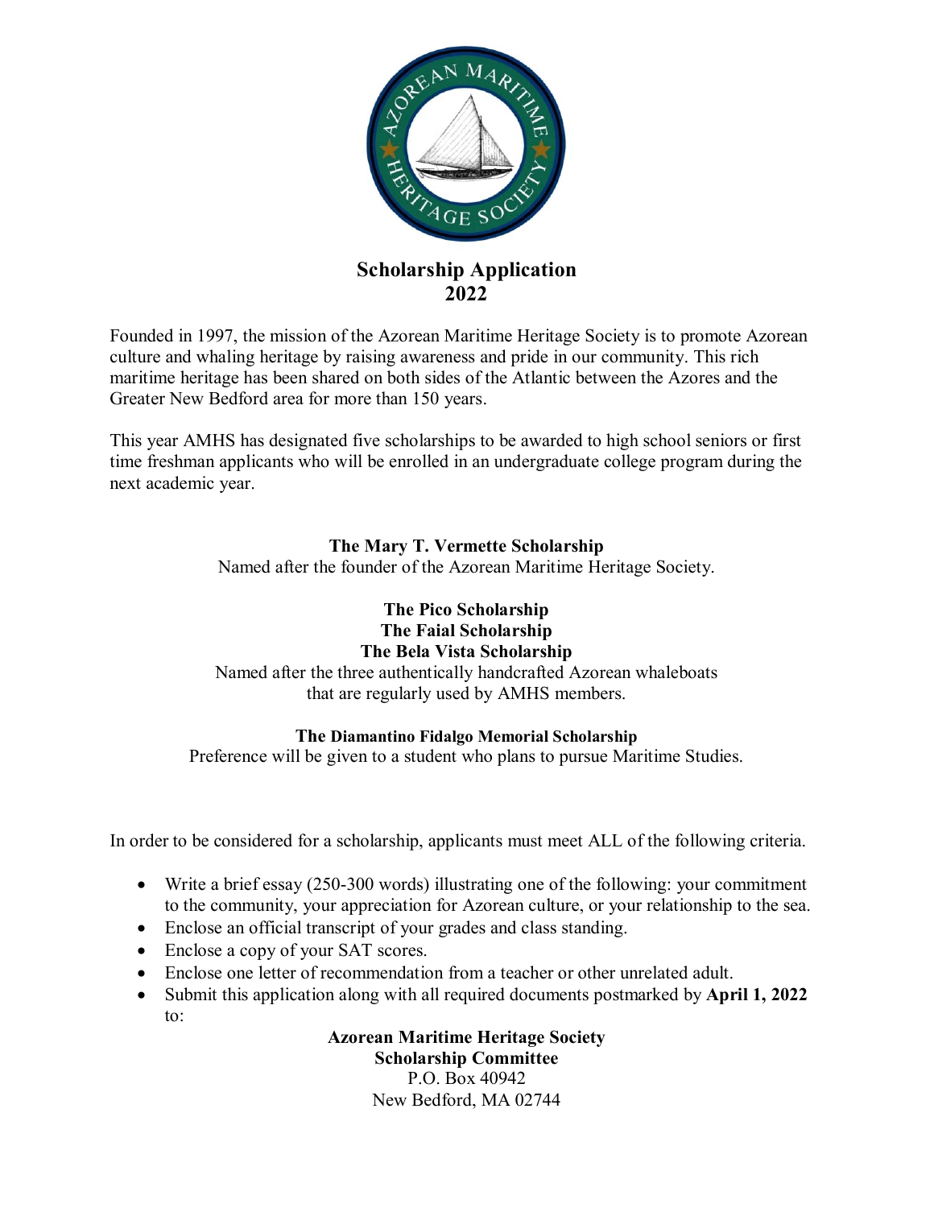# Scholarship Application
## 2022

Founded in 1997, the mission of the Azorean Maritime Heritage Society is to promote Azorean culture and whaling heritage by raising awareness and pride in our community. This rich maritime heritage has been shared on both sides of the Atlantic between the Azores and the Greater New Bedford area for more than 150 years.

This year AMHS has designated five scholarships to be awarded to high school seniors or first time freshman applicants who will be enrolled in an undergraduate college program during the next academic year.

**The Mary T. Vermette Scholarship**
Named after the founder of the Azorean Maritime Heritage Society.

**The Pico Scholarship**
**The Faial Scholarship**
**The Bela Vista Scholarship**
Named after the three authentically handcrafted Azorean whaleboats that are regularly used by AMHS members.

**The Diamantino Fidalgo Memorial Scholarship**
Preference will be given to a student who plans to pursue Maritime Studies.

In order to be considered for a scholarship, applicants must meet ALL of the following criteria.

- Write a brief essay (250-300 words) illustrating one of the following: your commitment to the community, your appreciation for Azorean culture, or your relationship to the sea.
- Enclose an official transcript of your grades and class standing.
- Enclose a copy of your SAT scores.
- Enclose one letter of recommendation from a teacher or other unrelated adult.
- Submit this application along with all required documents postmarked by **April 1, 2022** to:

**Azorean Maritime Heritage Society**
**Scholarship Committee**
P.O. Box 40942
New Bedford, MA 02744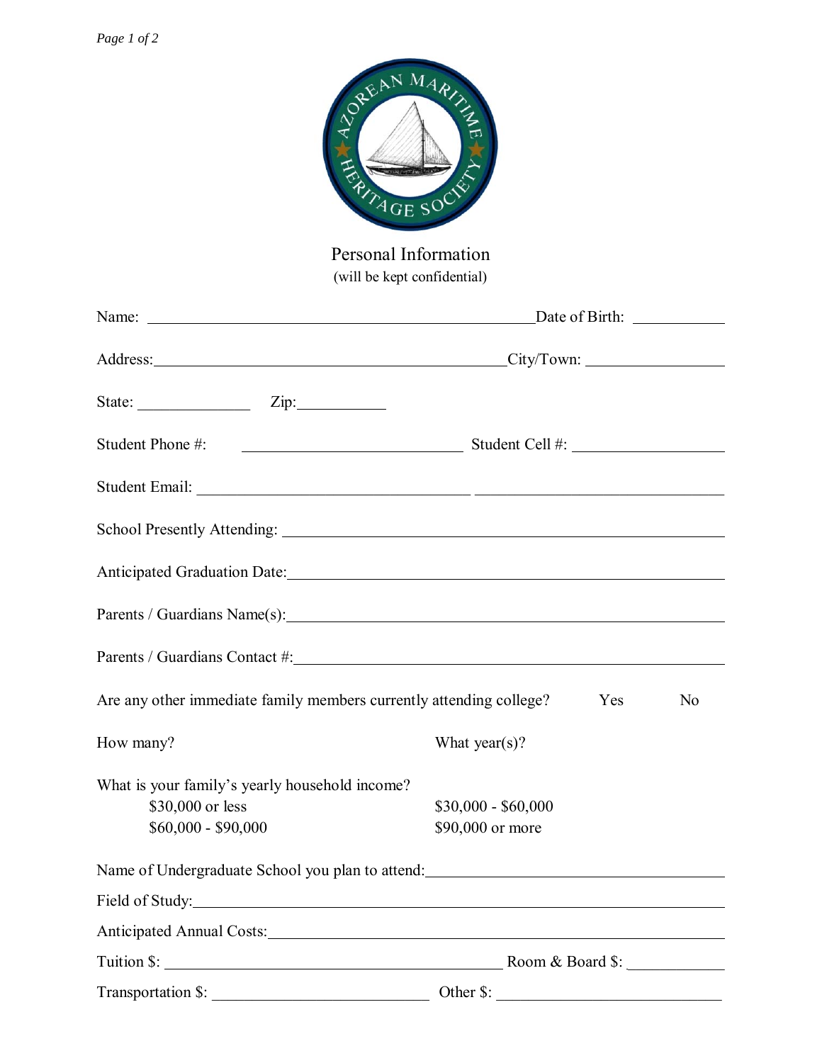AZOREAN MARITIME HERITAGE SOCIETY

## Personal Information

(will be kept confidential)

Name: ______________________________ Date of Birth: __________

Address: ______________________________ City/Town: __________

State: __________ Zip: __________

Student Phone #: ______________________ Student Cell #: __________

Student Email: ______________________________

School Presently Attending: ______________________________

Anticipated Graduation Date: ______________________________

Parents / Guardians Name(s): ______________________________

Parents / Guardians Contact #: ______________________________

Are any other immediate family members currently attending college? Yes No

How many? What year(s)?

What is your family's yearly household income?

- $30,000 or less
- $30,000 - $60,000
- $60,000 - $90,000
- $90,000 or more

Name of Undergraduate School you plan to attend: ______________________________

Field of Study: ______________________________

Anticipated Annual Costs: ______________________________

Tuition $: ______________________ Room & Board $: __________

Transportation $: ______________________ Other $: __________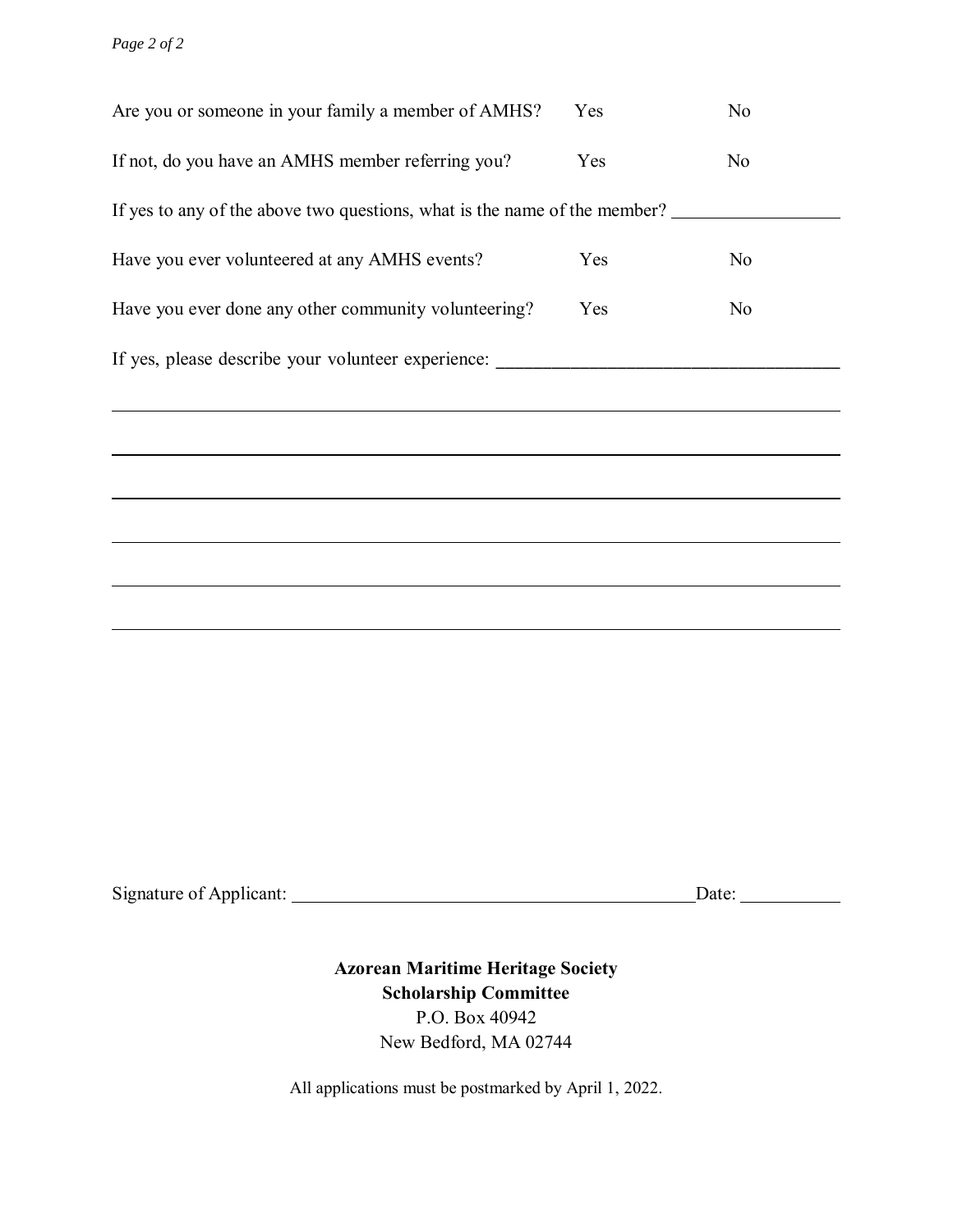Are you or someone in your family a member of AMHS? Yes No

If not, do you have an AMHS member referring you? Yes No

If yes to any of the above two questions, what is the name of the member? ___________________

Have you ever volunteered at any AMHS events? Yes No

Have you ever done any other community volunteering? Yes No

If yes, please describe your volunteer experience: ____________________________________

____________________________________________________________________________

____________________________________________________________________________

____________________________________________________________________________

____________________________________________________________________________

____________________________________________________________________________

____________________________________________________________________________

Signature of Applicant: ____________________________________________ Date: ___________

**Azorean Maritime Heritage Society**
**Scholarship Committee**
P.O. Box 40942
New Bedford, MA 02744

All applications must be postmarked by April 1, 2022.